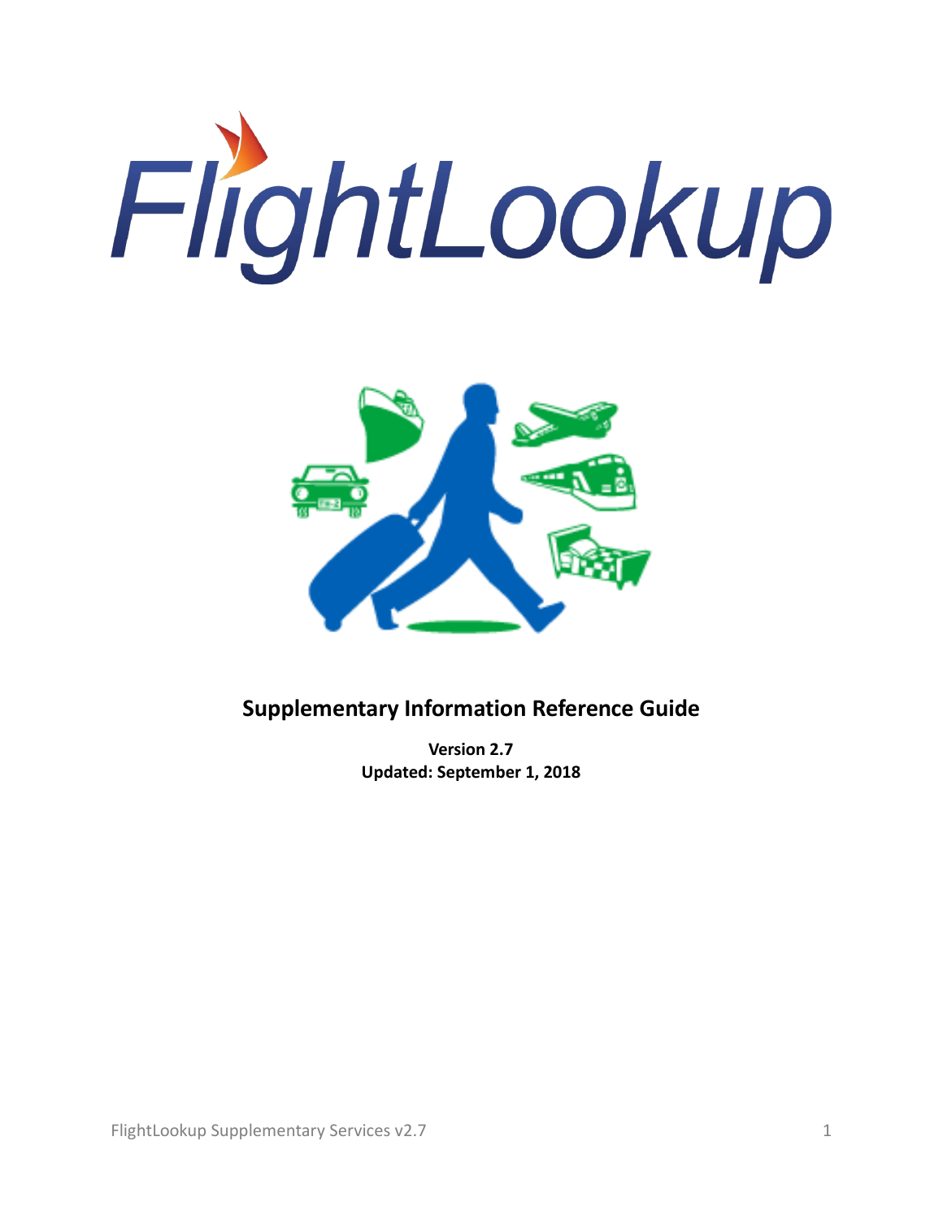# FlightLookup

## Supplementary Information Reference Guide

**Version 2.7**
**Updated: September 1, 2018**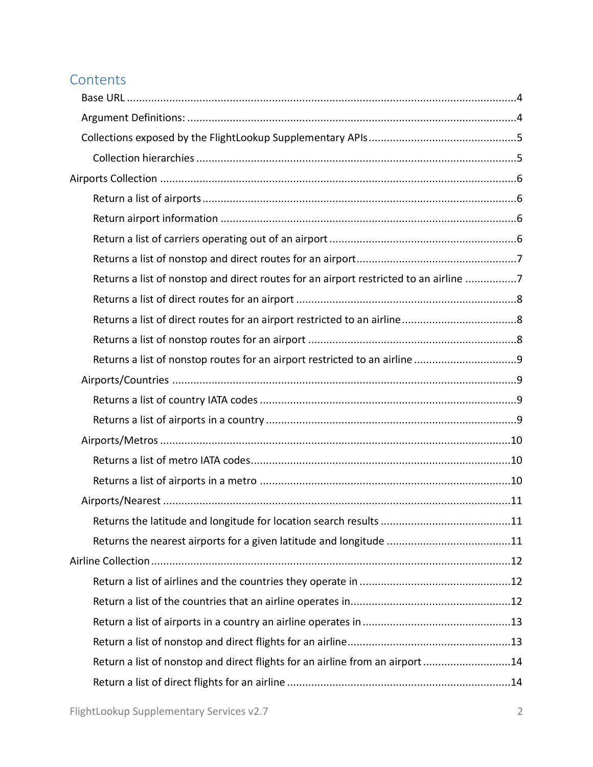# Contents

- Base URL ....................................................................................................................4
- Argument Definitions: ...................................................................................................4
- Collections exposed by the FlightLookup Supplementary APIs ....................................................5
  - Collection hierarchies ..................................................................................................5
- Airports Collection ..........................................................................................................6
  - Return a list of airports ................................................................................................6
  - Return airport information ............................................................................................6
  - Return a list of carriers operating out of an airport ..............................................................6
  - Returns a list of nonstop and direct routes for an airport ..........................................................7
  - Returns a list of nonstop and direct routes for an airport restricted to an airline ..........................7
  - Returns a list of direct routes for an airport ..........................................................................8
  - Returns a list of direct routes for an airport restricted to an airline ...........................................8
  - Returns a list of nonstop routes for an airport .......................................................................8
  - Returns a list of nonstop routes for an airport restricted to an airline ........................................9
- Airports/Countries ..........................................................................................................9
  - Returns a list of country IATA codes ..................................................................................9
  - Returns a list of airports in a country ..................................................................................9
- Airports/Metros ..............................................................................................................10
  - Returns a list of metro IATA codes ....................................................................................10
  - Returns a list of airports in a metro ....................................................................................10
- Airports/Nearest ............................................................................................................11
  - Returns the latitude and longitude for location search results ..............................................11
  - Returns the nearest airports for a given latitude and longitude ............................................11
- Airline Collection ..........................................................................................................12
  - Return a list of airlines and the countries they operate in ......................................................12
  - Return a list of the countries that an airline operates in .........................................................12
  - Return a list of airports in a country an airline operates in .....................................................13
  - Return a list of nonstop and direct flights for an airline ..........................................................13
  - Return a list of nonstop and direct flights for an airline from an airport ...................................14
  - Return a list of direct flights for an airline ............................................................................14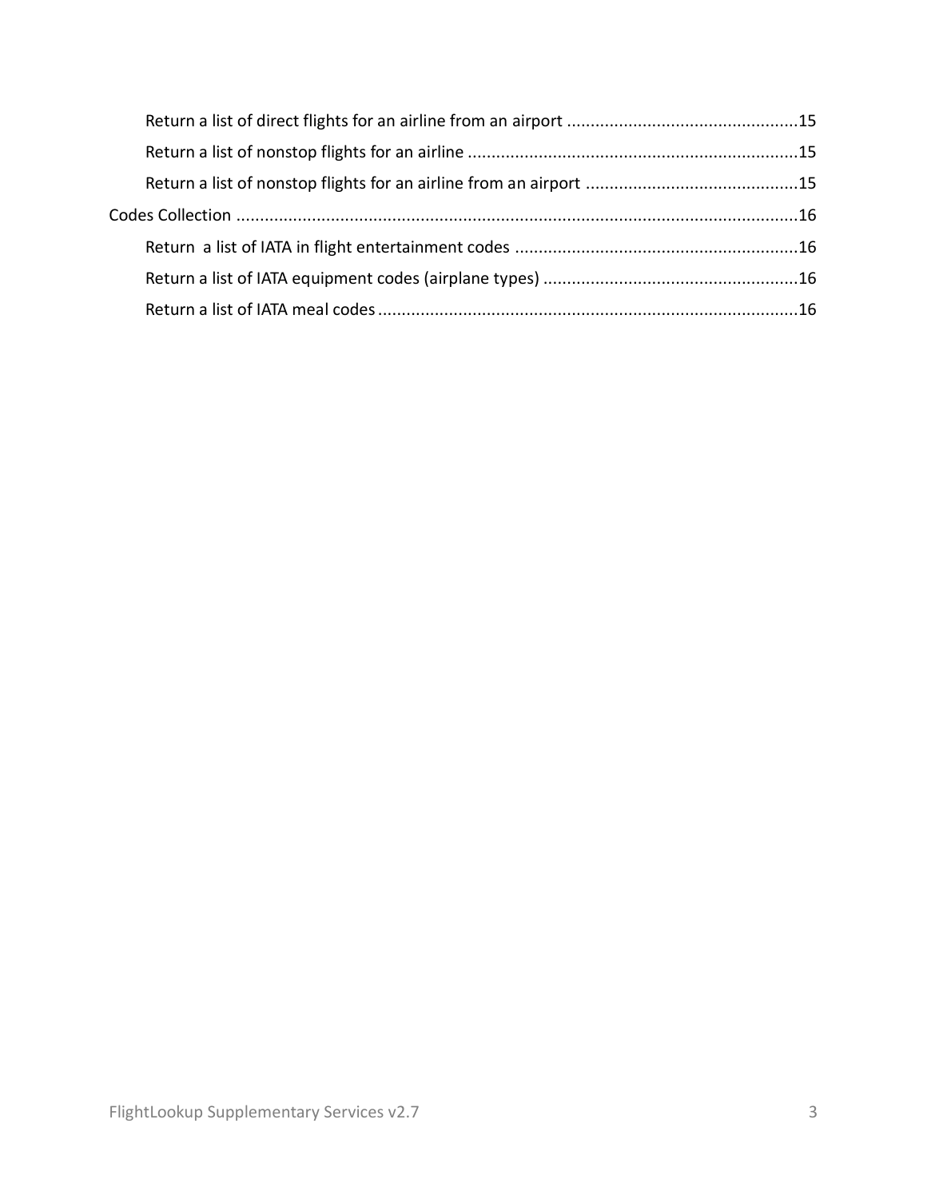- Return a list of direct flights for an airline from an airport ....15
- Return a list of nonstop flights for an airline ....15
- Return a list of nonstop flights for an airline from an airport ....15

Codes Collection ....16

- Return  a list of IATA in flight entertainment codes ....16
- Return a list of IATA equipment codes (airplane types) ....16
- Return a list of IATA meal codes ....16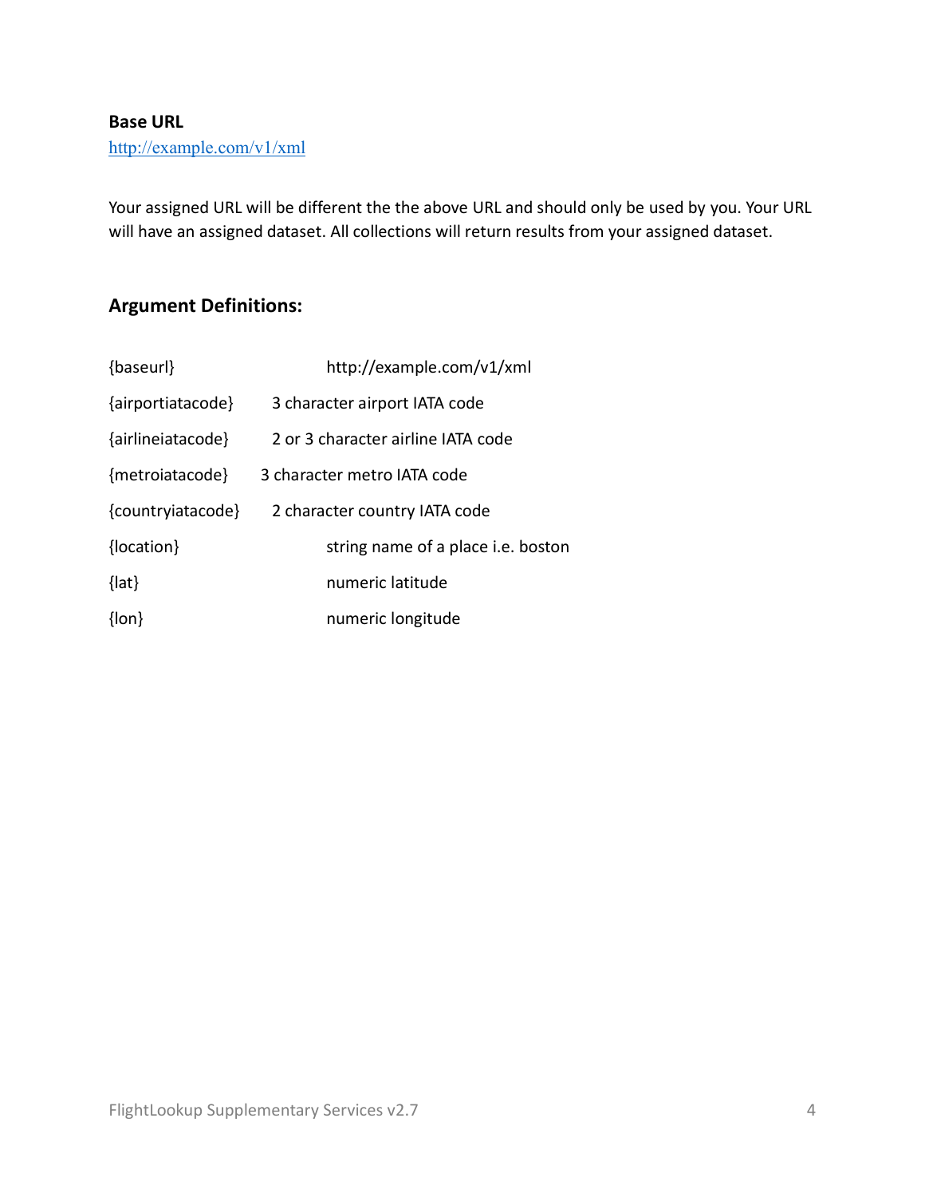**Base URL**

http://example.com/v1/xml

Your assigned URL will be different the the above URL and should only be used by you. Your URL will have an assigned dataset. All collections will return results from your assigned dataset.

## Argument Definitions:

| | |
|---|---|
| {baseurl} | http://example.com/v1/xml |
| {airportiatacode} | 3 character airport IATA code |
| {airlineiatacode} | 2 or 3 character airline IATA code |
| {metroiatacode} | 3 character metro IATA code |
| {countryiatacode} | 2 character country IATA code |
| {location} | string name of a place i.e. boston |
| {lat} | numeric latitude |
| {lon} | numeric longitude |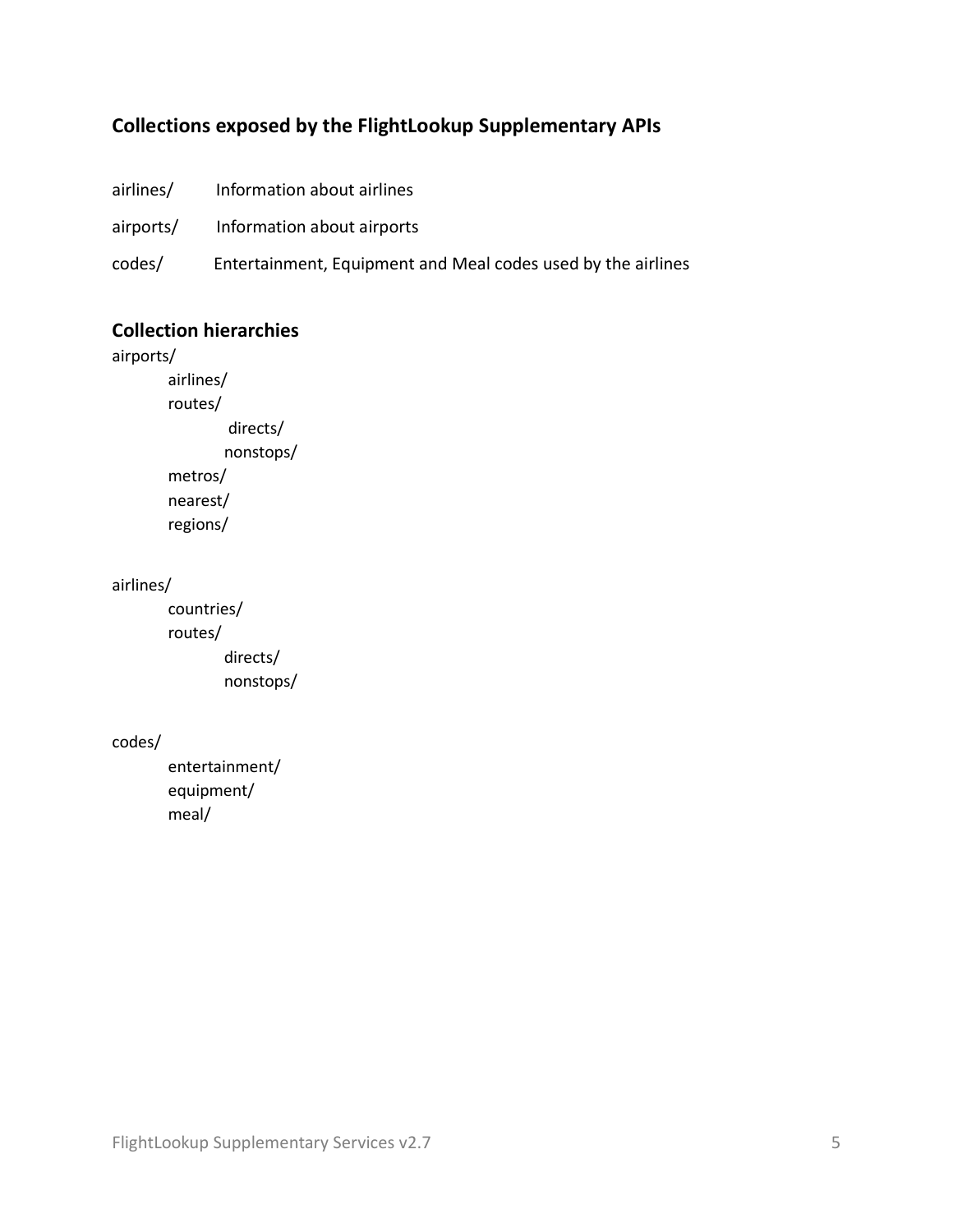## Collections exposed by the FlightLookup Supplementary APIs

| | |
|---|---|
| airlines/ | Information about airlines |
| airports/ | Information about airports |
| codes/ | Entertainment, Equipment and Meal codes used by the airlines |

## Collection hierarchies

```
airports/
    airlines/
    routes/
        directs/
        nonstops/
    metros/
    nearest/
    regions/

airlines/
    countries/
    routes/
        directs/
        nonstops/

codes/
    entertainment/
    equipment/
    meal/
```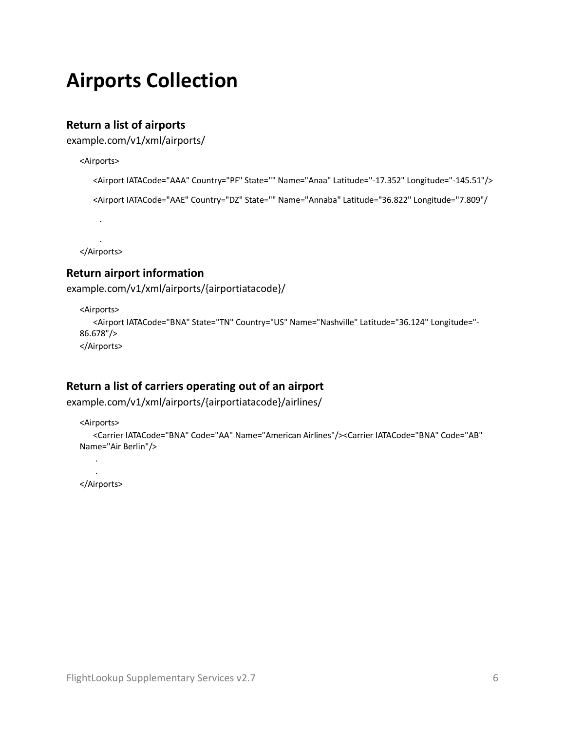# Airports Collection

### Return a list of airports

example.com/v1/xml/airports/

```
<Airports>
    <Airport IATACode="AAA" Country="PF" State="" Name="Anaa" Latitude="-17.352" Longitude="-145.51"/>
    <Airport IATACode="AAE" Country="DZ" State="" Name="Annaba" Latitude="36.822" Longitude="7.809"/
      .
      .
</Airports>
```

### Return airport information

example.com/v1/xml/airports/{airportiatacode}/

```
<Airports>
    <Airport IATACode="BNA" State="TN" Country="US" Name="Nashville" Latitude="36.124" Longitude="-86.678"/>
</Airports>
```

### Return a list of carriers operating out of an airport

example.com/v1/xml/airports/{airportiatacode}/airlines/

```
<Airports>
    <Carrier IATACode="BNA" Code="AA" Name="American Airlines"/><Carrier IATACode="BNA" Code="AB" Name="Air Berlin"/>
     .
     .
</Airports>
```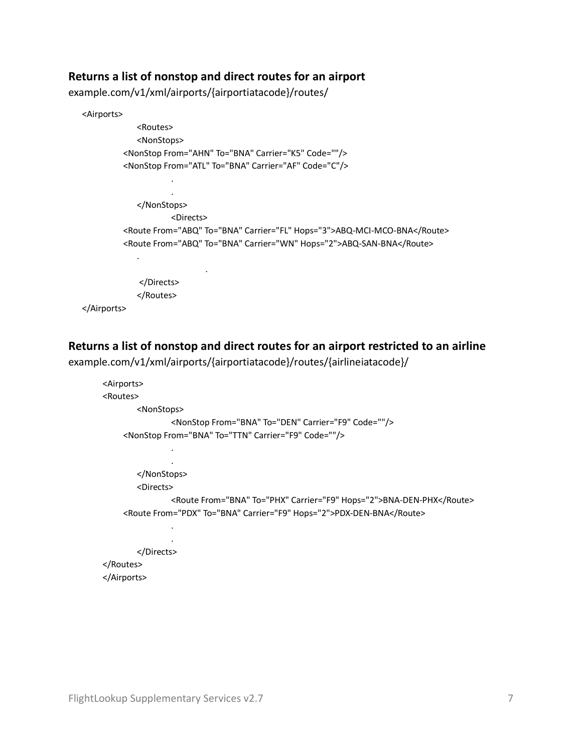**Returns a list of nonstop and direct routes for an airport**

example.com/v1/xml/airports/{airportiatacode}/routes/

```
<Airports>
        <Routes>
        <NonStops>
    <NonStop From="AHN" To="BNA" Carrier="K5" Code=""/>
    <NonStop From="ATL" To="BNA" Carrier="AF" Code="C"/>
            .
            .
        </NonStops>
            <Directs>
    <Route From="ABQ" To="BNA" Carrier="FL" Hops="3">ABQ-MCI-MCO-BNA</Route>
    <Route From="ABQ" To="BNA" Carrier="WN" Hops="2">ABQ-SAN-BNA</Route>
        .
                    .
        </Directs>
        </Routes>
</Airports>
```

**Returns a list of nonstop and direct routes for an airport restricted to an airline**

example.com/v1/xml/airports/{airportiatacode}/routes/{airlineiatacode}/

```
<Airports>
<Routes>
    <NonStops>
        <NonStop From="BNA" To="DEN" Carrier="F9" Code=""/>
    <NonStop From="BNA" To="TTN" Carrier="F9" Code=""/>
        .
        .
    </NonStops>
    <Directs>
        <Route From="BNA" To="PHX" Carrier="F9" Hops="2">BNA-DEN-PHX</Route>
    <Route From="PDX" To="BNA" Carrier="F9" Hops="2">PDX-DEN-BNA</Route>
        .
        .
    </Directs>
</Routes>
</Airports>
```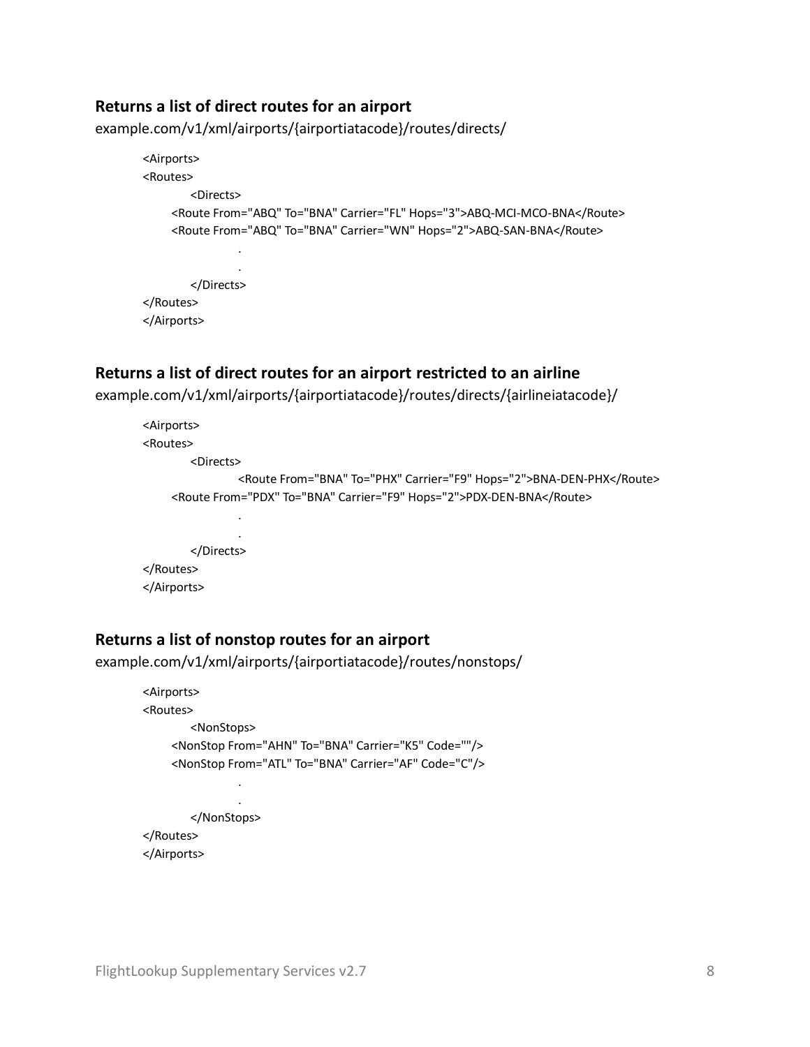**Returns a list of direct routes for an airport**

example.com/v1/xml/airports/{airportiatacode}/routes/directs/

```
<Airports>
<Routes>
    <Directs>
  <Route From="ABQ" To="BNA" Carrier="FL" Hops="3">ABQ-MCI-MCO-BNA</Route>
  <Route From="ABQ" To="BNA" Carrier="WN" Hops="2">ABQ-SAN-BNA</Route>
        .
        .
    </Directs>
</Routes>
</Airports>
```

**Returns a list of direct routes for an airport restricted to an airline**

example.com/v1/xml/airports/{airportiatacode}/routes/directs/{airlineiatacode}/

```
<Airports>
<Routes>
    <Directs>
        <Route From="BNA" To="PHX" Carrier="F9" Hops="2">BNA-DEN-PHX</Route>
  <Route From="PDX" To="BNA" Carrier="F9" Hops="2">PDX-DEN-BNA</Route>
        .
        .
    </Directs>
</Routes>
</Airports>
```

**Returns a list of nonstop routes for an airport**

example.com/v1/xml/airports/{airportiatacode}/routes/nonstops/

```
<Airports>
<Routes>
    <NonStops>
  <NonStop From="AHN" To="BNA" Carrier="K5" Code=""/>
  <NonStop From="ATL" To="BNA" Carrier="AF" Code="C"/>
        .
        .
    </NonStops>
</Routes>
</Airports>
```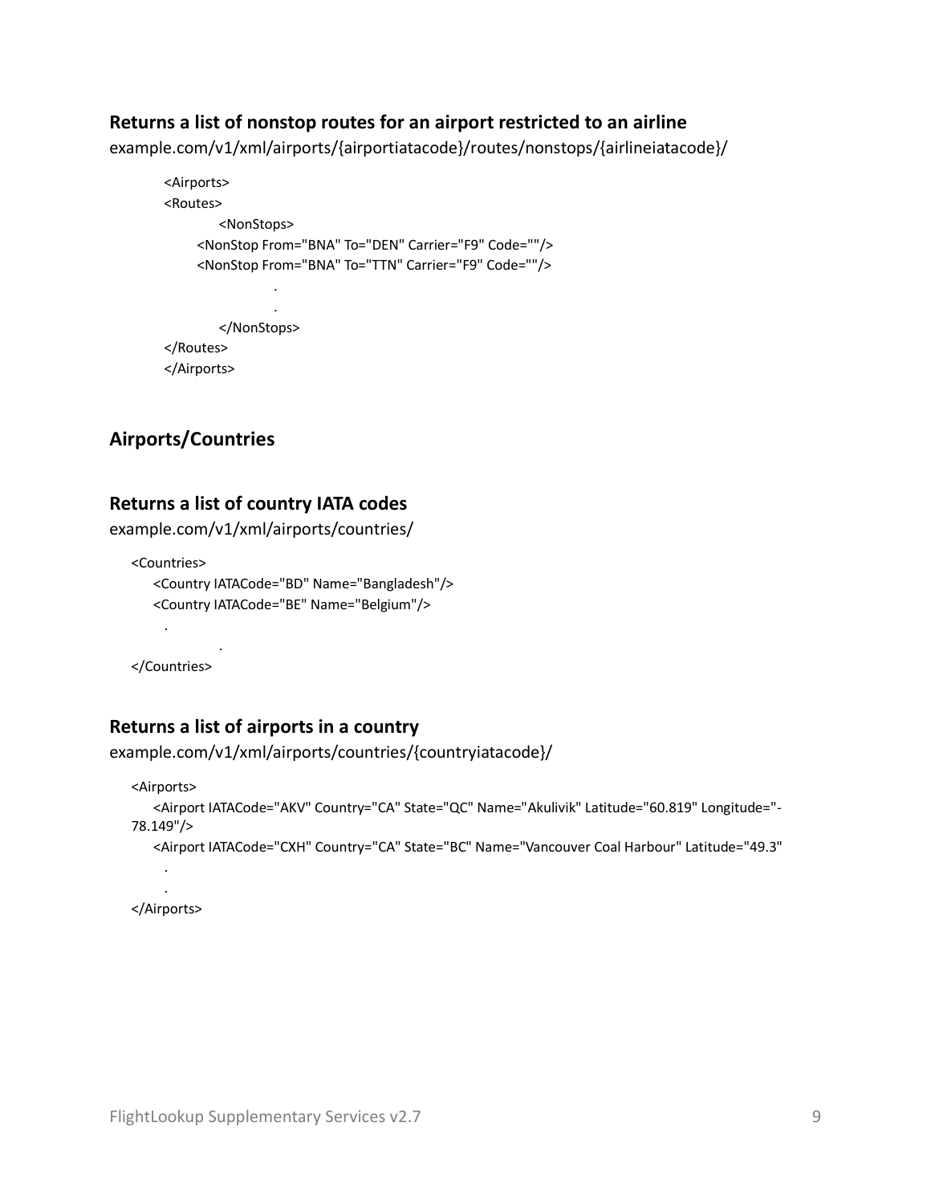### Returns a list of nonstop routes for an airport restricted to an airline

example.com/v1/xml/airports/{airportiatacode}/routes/nonstops/{airlineiatacode}/

```
<Airports>
<Routes>
        <NonStops>
    <NonStop From="BNA" To="DEN" Carrier="F9" Code=""/>
    <NonStop From="BNA" To="TTN" Carrier="F9" Code=""/>
                .
                .
        </NonStops>
</Routes>
</Airports>
```

## Airports/Countries

### Returns a list of country IATA codes

example.com/v1/xml/airports/countries/

```
<Countries>
    <Country IATACode="BD" Name="Bangladesh"/>
    <Country IATACode="BE" Name="Belgium"/>
      .
                .
</Countries>
```

### Returns a list of airports in a country

example.com/v1/xml/airports/countries/{countryiatacode}/

```
<Airports>
    <Airport IATACode="AKV" Country="CA" State="QC" Name="Akulivik" Latitude="60.819" Longitude="-
78.149"/>
    <Airport IATACode="CXH" Country="CA" State="BC" Name="Vancouver Coal Harbour" Latitude="49.3"
      .
      .
</Airports>
```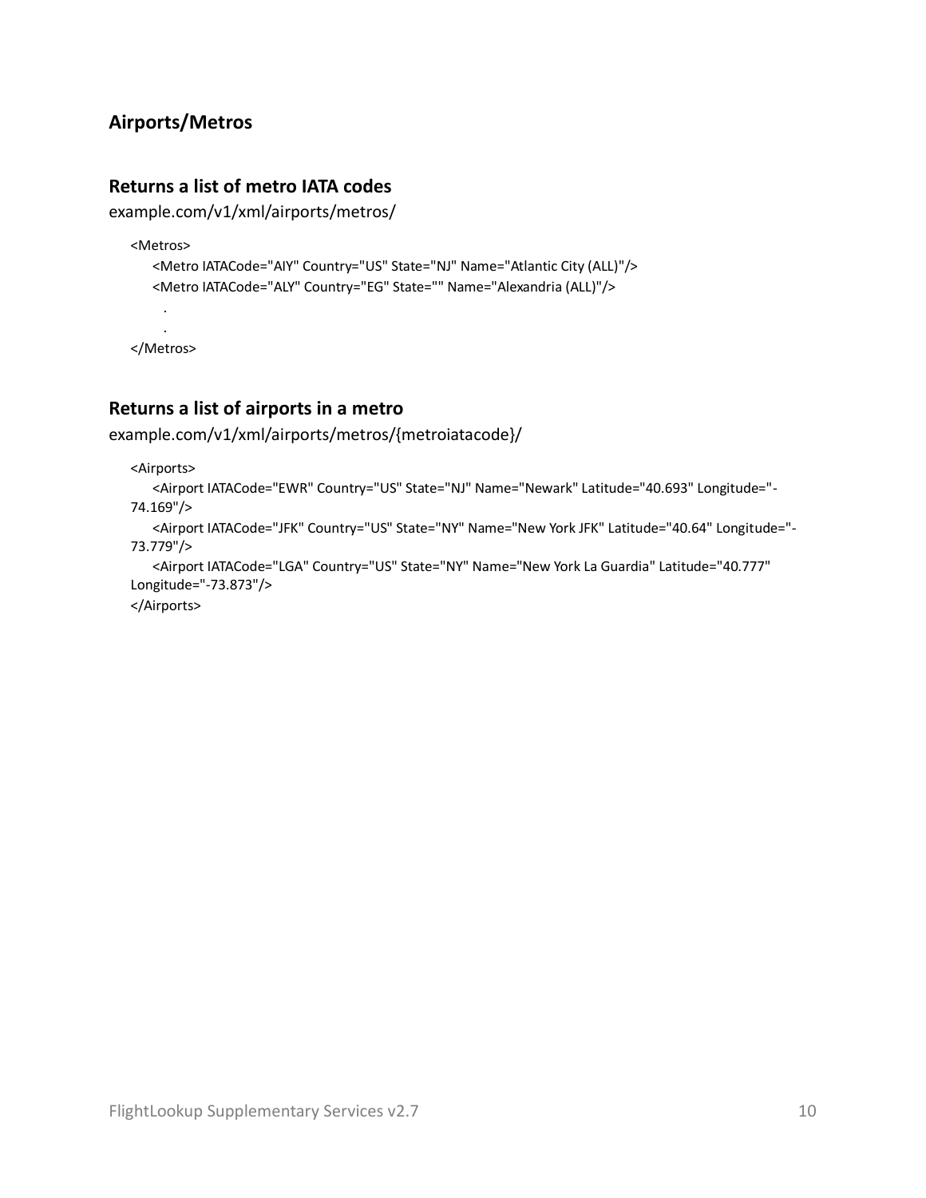## Airports/Metros

### Returns a list of metro IATA codes

example.com/v1/xml/airports/metros/

```
<Metros>
    <Metro IATACode="AIY" Country="US" State="NJ" Name="Atlantic City (ALL)"/>
    <Metro IATACode="ALY" Country="EG" State="" Name="Alexandria (ALL)"/>
      .
      .
</Metros>
```

### Returns a list of airports in a metro

example.com/v1/xml/airports/metros/{metroiatacode}/

```
<Airports>
    <Airport IATACode="EWR" Country="US" State="NJ" Name="Newark" Latitude="40.693" Longitude="-74.169"/>
    <Airport IATACode="JFK" Country="US" State="NY" Name="New York JFK" Latitude="40.64" Longitude="-73.779"/>
    <Airport IATACode="LGA" Country="US" State="NY" Name="New York La Guardia" Latitude="40.777" Longitude="-73.873"/>
</Airports>
```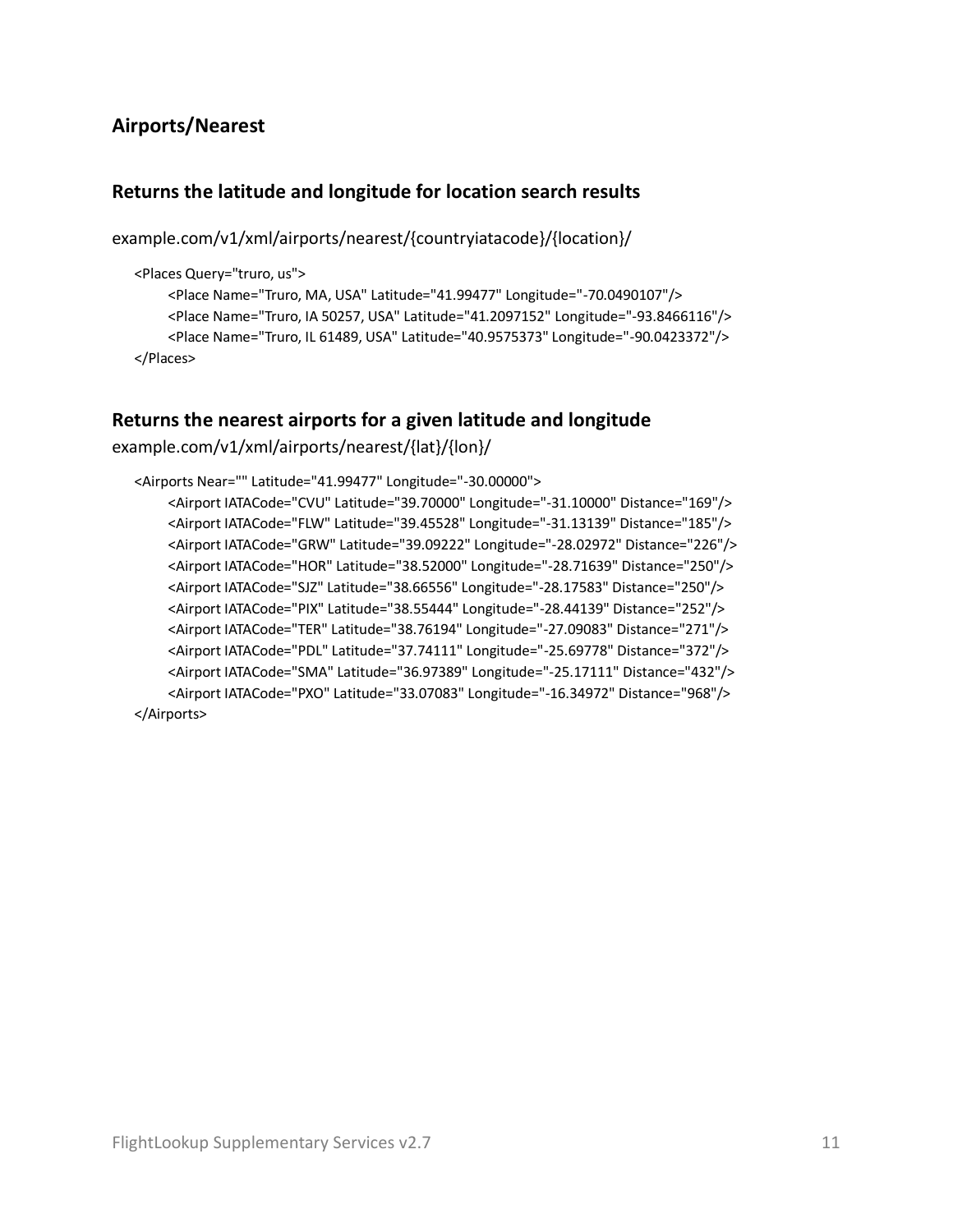## Airports/Nearest

### Returns the latitude and longitude for location search results

example.com/v1/xml/airports/nearest/{countryiatacode}/{location}/

```
<Places Query="truro, us">
    <Place Name="Truro, MA, USA" Latitude="41.99477" Longitude="-70.0490107"/>
    <Place Name="Truro, IA 50257, USA" Latitude="41.2097152" Longitude="-93.8466116"/>
    <Place Name="Truro, IL 61489, USA" Latitude="40.9575373" Longitude="-90.0423372"/>
</Places>
```

### Returns the nearest airports for a given latitude and longitude

example.com/v1/xml/airports/nearest/{lat}/{lon}/

```
<Airports Near="" Latitude="41.99477" Longitude="-30.00000">
    <Airport IATACode="CVU" Latitude="39.70000" Longitude="-31.10000" Distance="169"/>
    <Airport IATACode="FLW" Latitude="39.45528" Longitude="-31.13139" Distance="185"/>
    <Airport IATACode="GRW" Latitude="39.09222" Longitude="-28.02972" Distance="226"/>
    <Airport IATACode="HOR" Latitude="38.52000" Longitude="-28.71639" Distance="250"/>
    <Airport IATACode="SJZ" Latitude="38.66556" Longitude="-28.17583" Distance="250"/>
    <Airport IATACode="PIX" Latitude="38.55444" Longitude="-28.44139" Distance="252"/>
    <Airport IATACode="TER" Latitude="38.76194" Longitude="-27.09083" Distance="271"/>
    <Airport IATACode="PDL" Latitude="37.74111" Longitude="-25.69778" Distance="372"/>
    <Airport IATACode="SMA" Latitude="36.97389" Longitude="-25.17111" Distance="432"/>
    <Airport IATACode="PXO" Latitude="33.07083" Longitude="-16.34972" Distance="968"/>
</Airports>
```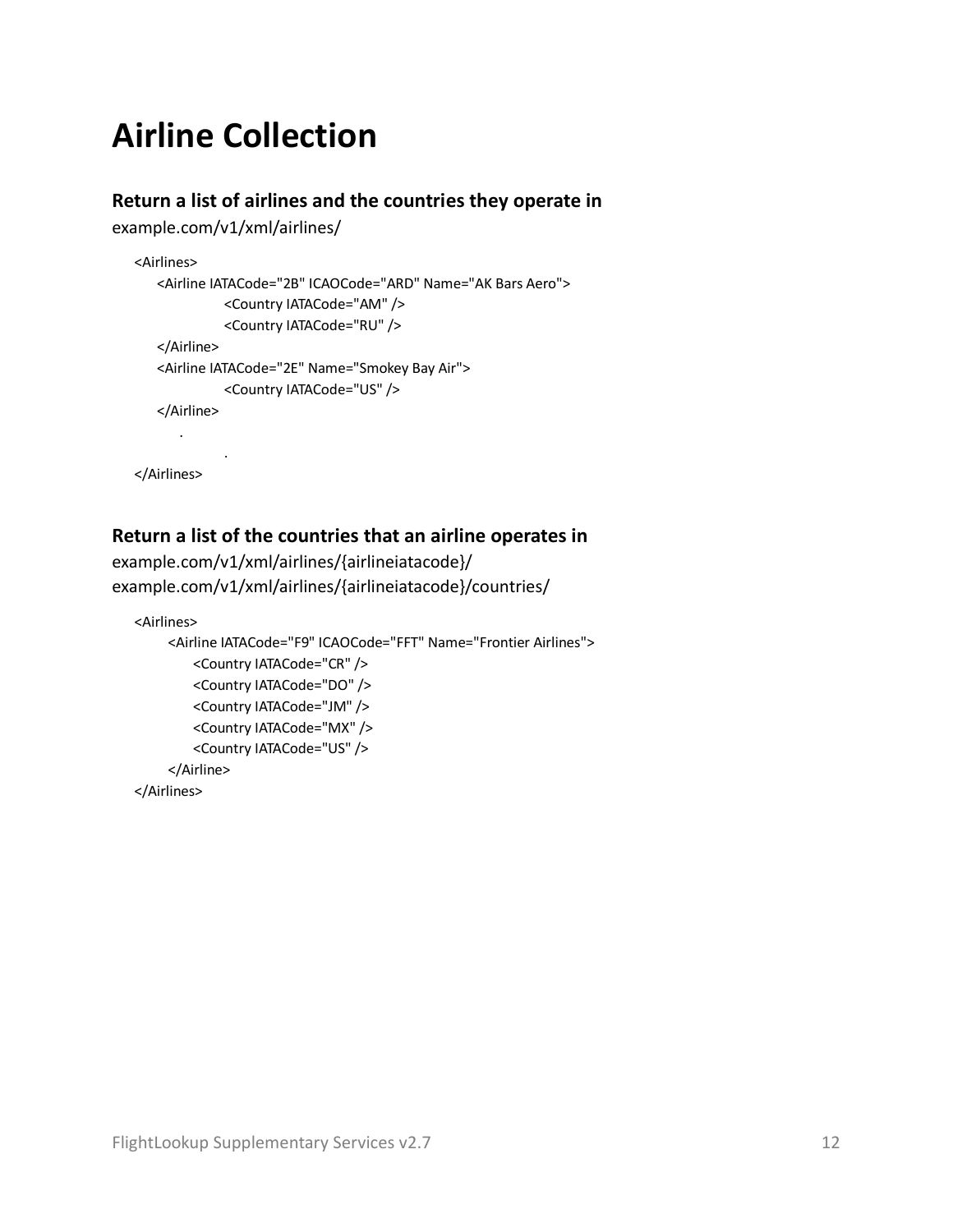# Airline Collection

### Return a list of airlines and the countries they operate in

example.com/v1/xml/airlines/

```
<Airlines>
    <Airline IATACode="2B" ICAOCode="ARD" Name="AK Bars Aero">
            <Country IATACode="AM" />
            <Country IATACode="RU" />
    </Airline>
    <Airline IATACode="2E" Name="Smokey Bay Air">
            <Country IATACode="US" />
    </Airline>
        .
            .
</Airlines>
```

### Return a list of the countries that an airline operates in

example.com/v1/xml/airlines/{airlineiatacode}/
example.com/v1/xml/airlines/{airlineiatacode}/countries/

```
<Airlines>
    <Airline IATACode="F9" ICAOCode="FFT" Name="Frontier Airlines">
        <Country IATACode="CR" />
        <Country IATACode="DO" />
        <Country IATACode="JM" />
        <Country IATACode="MX" />
        <Country IATACode="US" />
    </Airline>
</Airlines>
```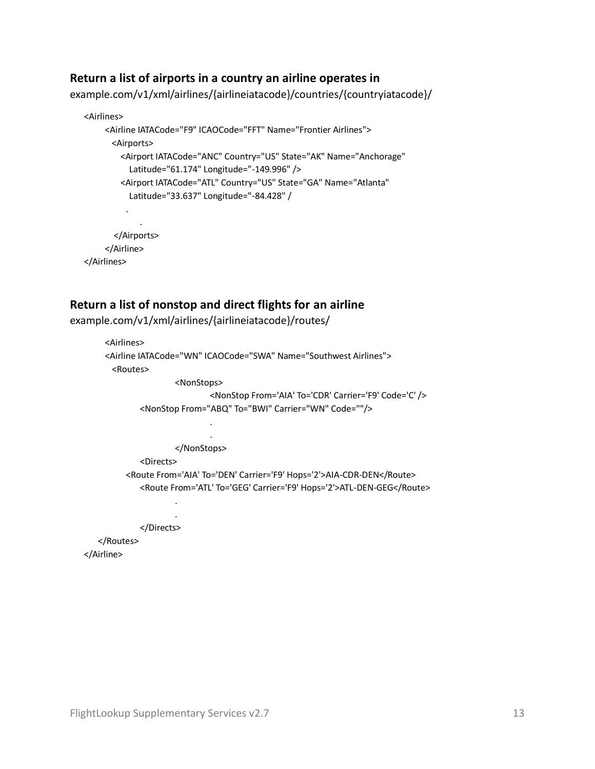### Return a list of airports in a country an airline operates in

example.com/v1/xml/airlines/{airlineiatacode}/countries/{countryiatacode}/

```
<Airlines>
      <Airline IATACode="F9" ICAOCode="FFT" Name="Frontier Airlines">
        <Airports>
          <Airport IATACode="ANC" Country="US" State="AK" Name="Anchorage"
            Latitude="61.174" Longitude="-149.996" />
          <Airport IATACode="ATL" Country="US" State="GA" Name="Atlanta"
            Latitude="33.637" Longitude="-84.428" /
           .
               .
         </Airports>
      </Airline>
</Airlines>
```

### Return a list of nonstop and direct flights for an airline

example.com/v1/xml/airlines/{airlineiatacode}/routes/

```
      <Airlines>
      <Airline IATACode="WN" ICAOCode="SWA" Name="Southwest Airlines">
        <Routes>
                    <NonStops>
                              <NonStop From='AIA' To='CDR' Carrier='F9' Code='C' />
              <NonStop From="ABQ" To="BWI" Carrier="WN" Code=""/>
                              .
                              .
                    </NonStops>
              <Directs>
           <Route From='AIA' To='DEN' Carrier='F9' Hops='2'>AIA-CDR-DEN</Route>
              <Route From='ATL' To='GEG' Carrier='F9' Hops='2'>ATL-DEN-GEG</Route>
                    .
                    .
              </Directs>
    </Routes>
</Airline>
```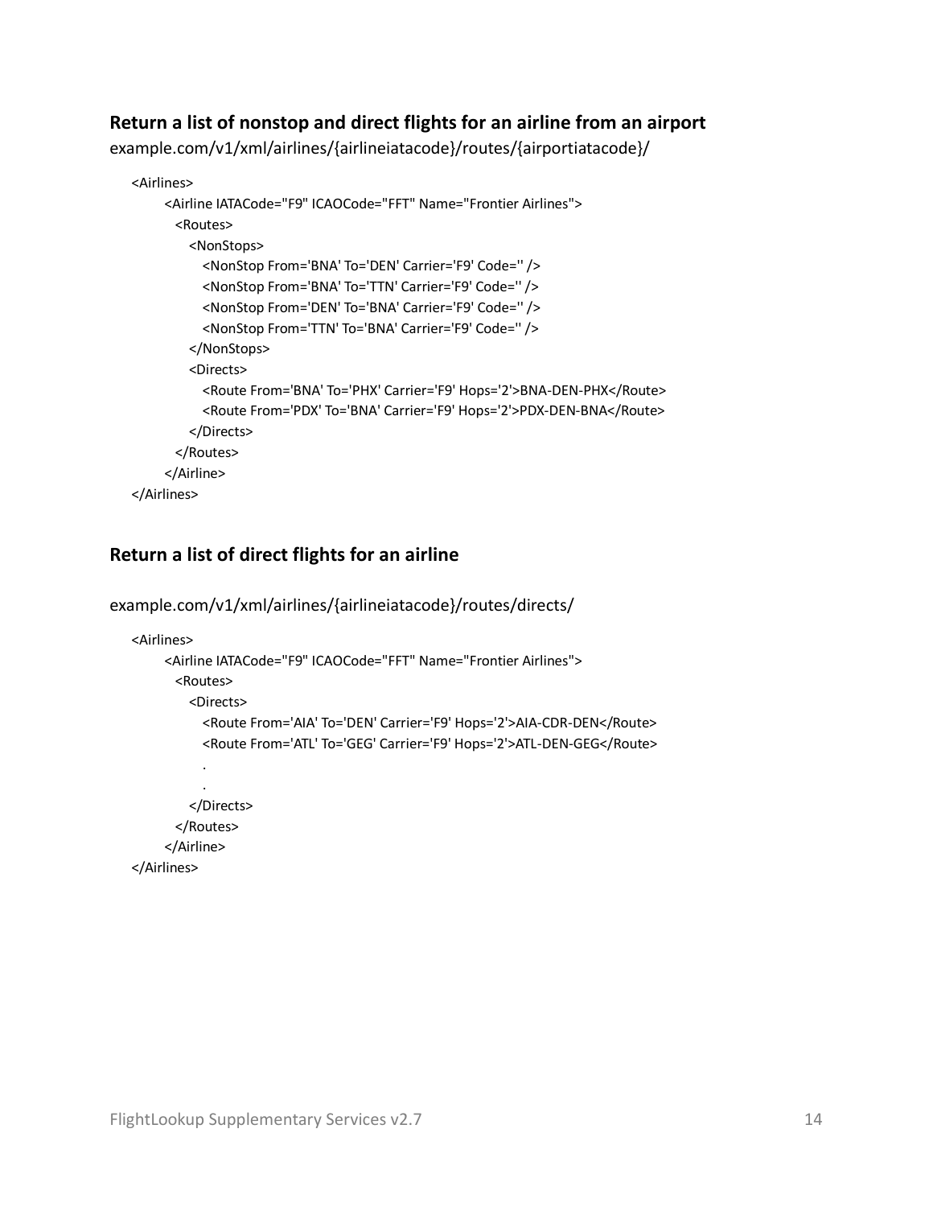### Return a list of nonstop and direct flights for an airline from an airport

example.com/v1/xml/airlines/{airlineiatacode}/routes/{airportiatacode}/

```
<Airlines>
    <Airline IATACode="F9" ICAOCode="FFT" Name="Frontier Airlines">
      <Routes>
        <NonStops>
          <NonStop From='BNA' To='DEN' Carrier='F9' Code='' />
          <NonStop From='BNA' To='TTN' Carrier='F9' Code='' />
          <NonStop From='DEN' To='BNA' Carrier='F9' Code='' />
          <NonStop From='TTN' To='BNA' Carrier='F9' Code='' />
        </NonStops>
        <Directs>
          <Route From='BNA' To='PHX' Carrier='F9' Hops='2'>BNA-DEN-PHX</Route>
          <Route From='PDX' To='BNA' Carrier='F9' Hops='2'>PDX-DEN-BNA</Route>
        </Directs>
      </Routes>
    </Airline>
</Airlines>
```

### Return a list of direct flights for an airline

example.com/v1/xml/airlines/{airlineiatacode}/routes/directs/

```
<Airlines>
    <Airline IATACode="F9" ICAOCode="FFT" Name="Frontier Airlines">
      <Routes>
        <Directs>
          <Route From='AIA' To='DEN' Carrier='F9' Hops='2'>AIA-CDR-DEN</Route>
          <Route From='ATL' To='GEG' Carrier='F9' Hops='2'>ATL-DEN-GEG</Route>
          .
          .
        </Directs>
      </Routes>
    </Airline>
</Airlines>
```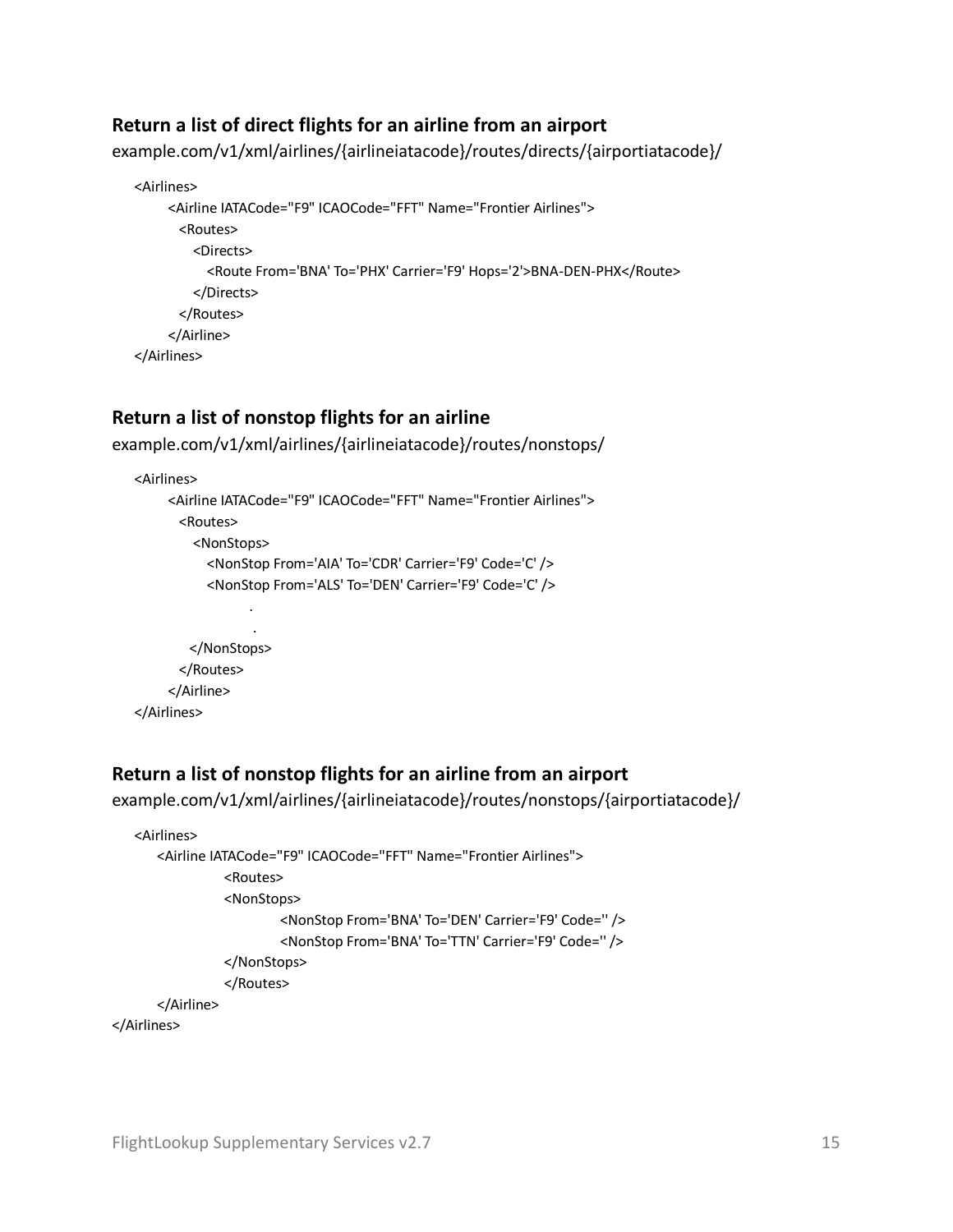### Return a list of direct flights for an airline from an airport

example.com/v1/xml/airlines/{airlineiatacode}/routes/directs/{airportiatacode}/

```
<Airlines>
      <Airline IATACode="F9" ICAOCode="FFT" Name="Frontier Airlines">
        <Routes>
          <Directs>
            <Route From='BNA' To='PHX' Carrier='F9' Hops='2'>BNA-DEN-PHX</Route>
          </Directs>
        </Routes>
      </Airline>
</Airlines>
```

### Return a list of nonstop flights for an airline

example.com/v1/xml/airlines/{airlineiatacode}/routes/nonstops/

```
<Airlines>
      <Airline IATACode="F9" ICAOCode="FFT" Name="Frontier Airlines">
        <Routes>
          <NonStops>
            <NonStop From='AIA' To='CDR' Carrier='F9' Code='C' />
            <NonStop From='ALS' To='DEN' Carrier='F9' Code='C' />
                    .
                    .
          </NonStops>
        </Routes>
      </Airline>
</Airlines>
```

### Return a list of nonstop flights for an airline from an airport

example.com/v1/xml/airlines/{airlineiatacode}/routes/nonstops/{airportiatacode}/

```
<Airlines>
    <Airline IATACode="F9" ICAOCode="FFT" Name="Frontier Airlines">
            <Routes>
            <NonStops>
                    <NonStop From='BNA' To='DEN' Carrier='F9' Code='' />
                    <NonStop From='BNA' To='TTN' Carrier='F9' Code='' />
            </NonStops>
            </Routes>
    </Airline>
</Airlines>
```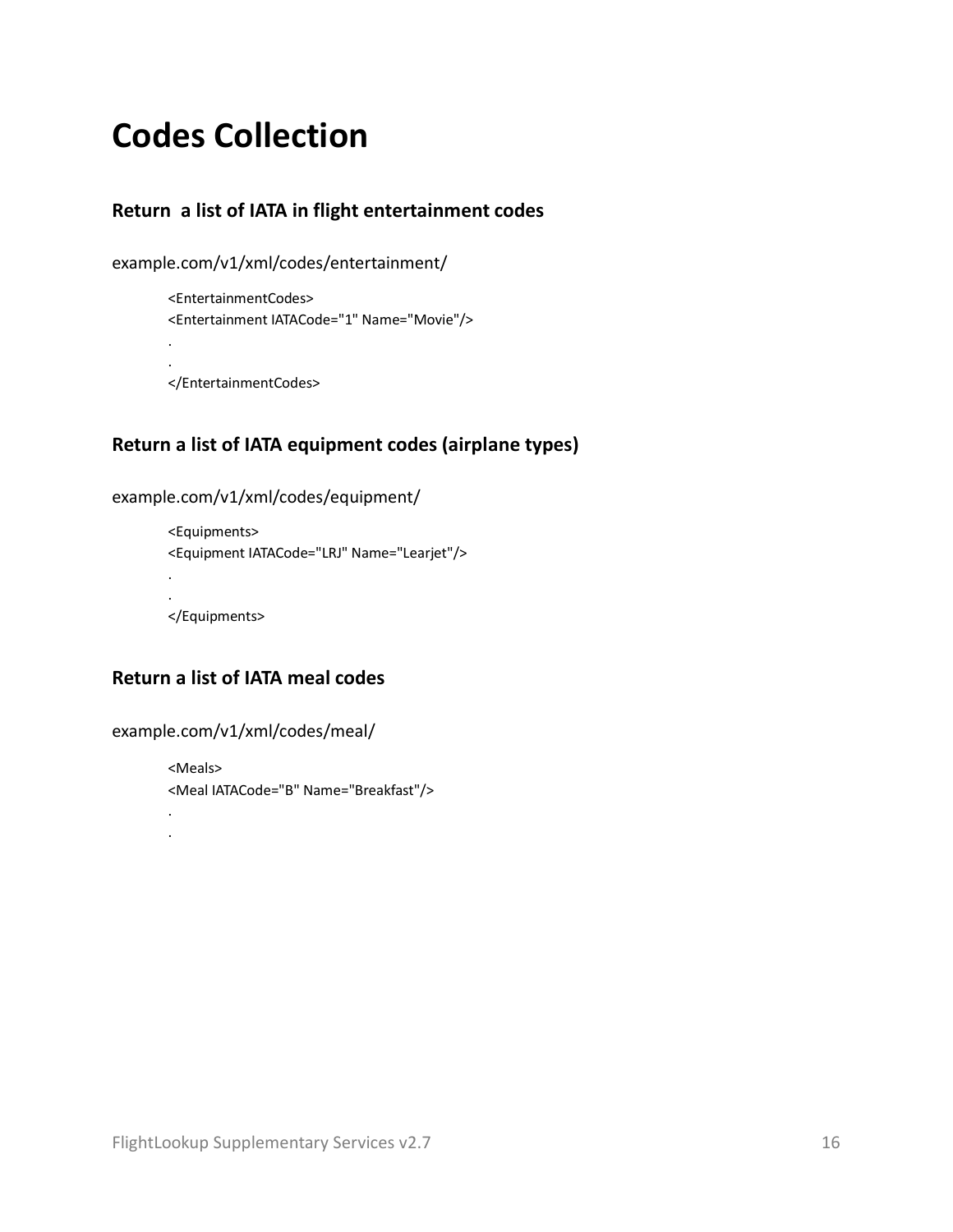# Codes Collection

### Return a list of IATA in flight entertainment codes

example.com/v1/xml/codes/entertainment/

```
<EntertainmentCodes>
<Entertainment IATACode="1" Name="Movie"/>
.
.
</EntertainmentCodes>
```

### Return a list of IATA equipment codes (airplane types)

example.com/v1/xml/codes/equipment/

```
<Equipments>
<Equipment IATACode="LRJ" Name="Learjet"/>
.
.
</Equipments>
```

### Return a list of IATA meal codes

example.com/v1/xml/codes/meal/

```
<Meals>
<Meal IATACode="B" Name="Breakfast"/>
.
.
```